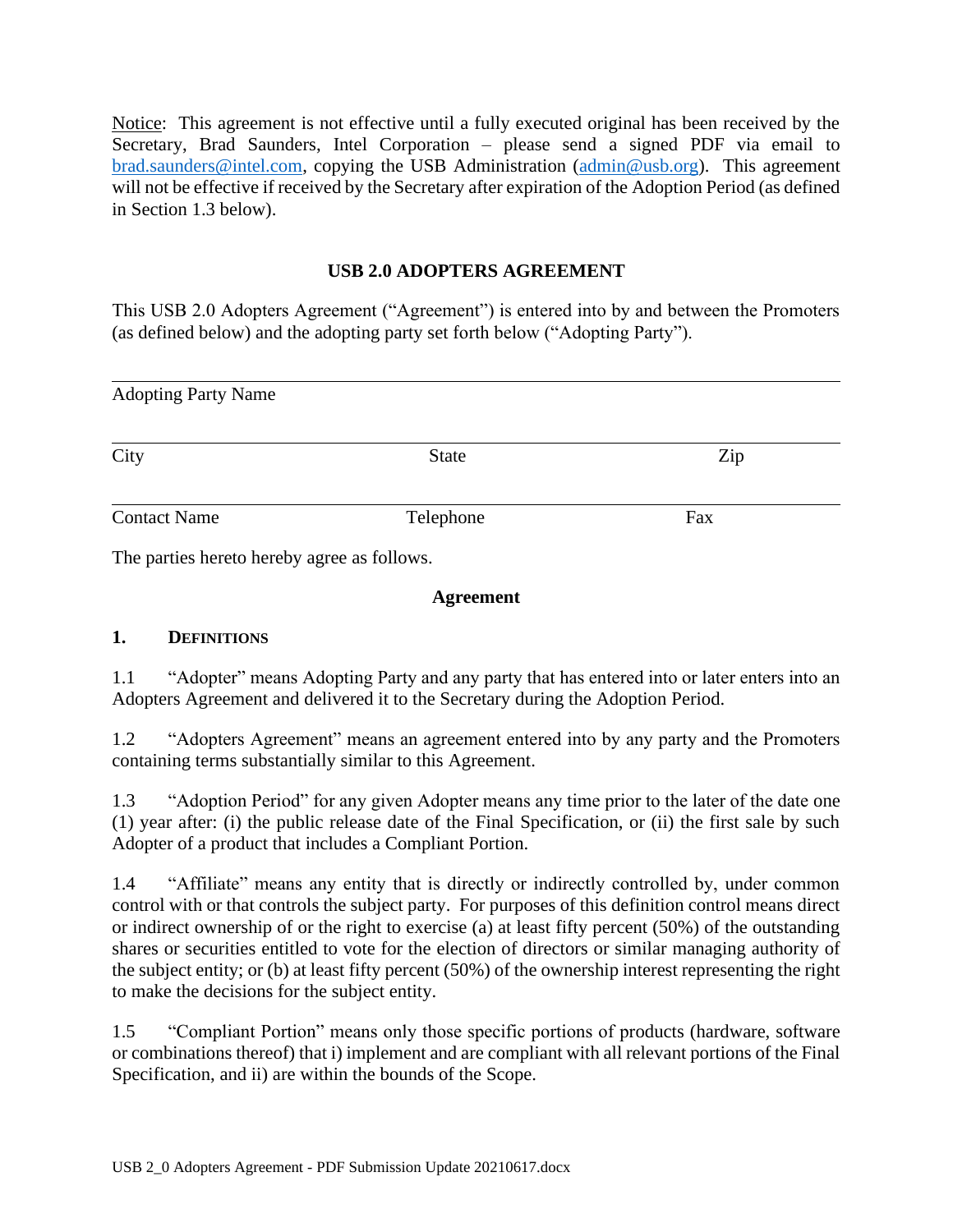Notice: This agreement is not effective until a fully executed original has been received by the Secretary, Brad Saunders, Intel Corporation – please send a signed PDF via email to brad.saunders@intel.com, copying the USB Administration (admin@usb.org). This agreement will not be effective if received by the Secretary after expiration of the Adoption Period (as defined in Section 1.3 below).

# USB 2.0 ADOPTERS AGREEMENT

This USB 2.0 Adopters Agreement ("Agreement") is entered into by and between the Promoters (as defined below) and the adopting party set forth below ("Adopting Party").

Adopting Party Name

| City | State | Zip |
|---|---|---|
| Contact Name | Telephone | Fax |

The parties hereto hereby agree as follows.

## Agreement

### 1. DEFINITIONS

1.1 "Adopter" means Adopting Party and any party that has entered into or later enters into an Adopters Agreement and delivered it to the Secretary during the Adoption Period.

1.2 "Adopters Agreement" means an agreement entered into by any party and the Promoters containing terms substantially similar to this Agreement.

1.3 "Adoption Period" for any given Adopter means any time prior to the later of the date one (1) year after: (i) the public release date of the Final Specification, or (ii) the first sale by such Adopter of a product that includes a Compliant Portion.

1.4 "Affiliate" means any entity that is directly or indirectly controlled by, under common control with or that controls the subject party. For purposes of this definition control means direct or indirect ownership of or the right to exercise (a) at least fifty percent (50%) of the outstanding shares or securities entitled to vote for the election of directors or similar managing authority of the subject entity; or (b) at least fifty percent (50%) of the ownership interest representing the right to make the decisions for the subject entity.

1.5 "Compliant Portion" means only those specific portions of products (hardware, software or combinations thereof) that i) implement and are compliant with all relevant portions of the Final Specification, and ii) are within the bounds of the Scope.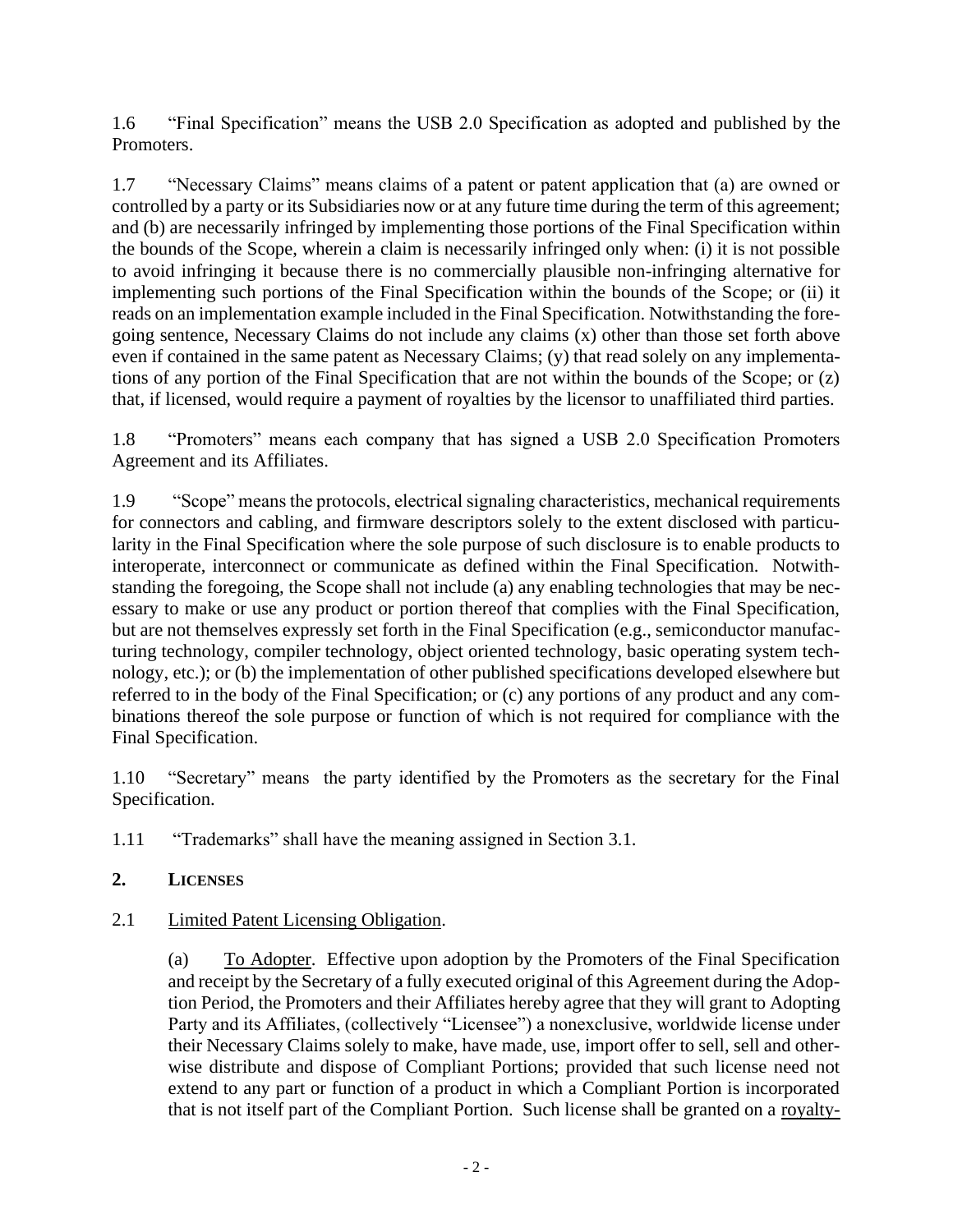1.6 "Final Specification" means the USB 2.0 Specification as adopted and published by the Promoters.

1.7 "Necessary Claims" means claims of a patent or patent application that (a) are owned or controlled by a party or its Subsidiaries now or at any future time during the term of this agreement; and (b) are necessarily infringed by implementing those portions of the Final Specification within the bounds of the Scope, wherein a claim is necessarily infringed only when: (i) it is not possible to avoid infringing it because there is no commercially plausible non-infringing alternative for implementing such portions of the Final Specification within the bounds of the Scope; or (ii) it reads on an implementation example included in the Final Specification. Notwithstanding the foregoing sentence, Necessary Claims do not include any claims (x) other than those set forth above even if contained in the same patent as Necessary Claims; (y) that read solely on any implementations of any portion of the Final Specification that are not within the bounds of the Scope; or (z) that, if licensed, would require a payment of royalties by the licensor to unaffiliated third parties.

1.8 "Promoters" means each company that has signed a USB 2.0 Specification Promoters Agreement and its Affiliates.

1.9 "Scope" means the protocols, electrical signaling characteristics, mechanical requirements for connectors and cabling, and firmware descriptors solely to the extent disclosed with particularity in the Final Specification where the sole purpose of such disclosure is to enable products to interoperate, interconnect or communicate as defined within the Final Specification. Notwithstanding the foregoing, the Scope shall not include (a) any enabling technologies that may be necessary to make or use any product or portion thereof that complies with the Final Specification, but are not themselves expressly set forth in the Final Specification (e.g., semiconductor manufacturing technology, compiler technology, object oriented technology, basic operating system technology, etc.); or (b) the implementation of other published specifications developed elsewhere but referred to in the body of the Final Specification; or (c) any portions of any product and any combinations thereof the sole purpose or function of which is not required for compliance with the Final Specification.

1.10 "Secretary" means the party identified by the Promoters as the secretary for the Final Specification.

1.11 "Trademarks" shall have the meaning assigned in Section 3.1.

## 2. LICENSES

2.1 Limited Patent Licensing Obligation.

(a) To Adopter. Effective upon adoption by the Promoters of the Final Specification and receipt by the Secretary of a fully executed original of this Agreement during the Adoption Period, the Promoters and their Affiliates hereby agree that they will grant to Adopting Party and its Affiliates, (collectively "Licensee") a nonexclusive, worldwide license under their Necessary Claims solely to make, have made, use, import offer to sell, sell and otherwise distribute and dispose of Compliant Portions; provided that such license need not extend to any part or function of a product in which a Compliant Portion is incorporated that is not itself part of the Compliant Portion. Such license shall be granted on a royalty-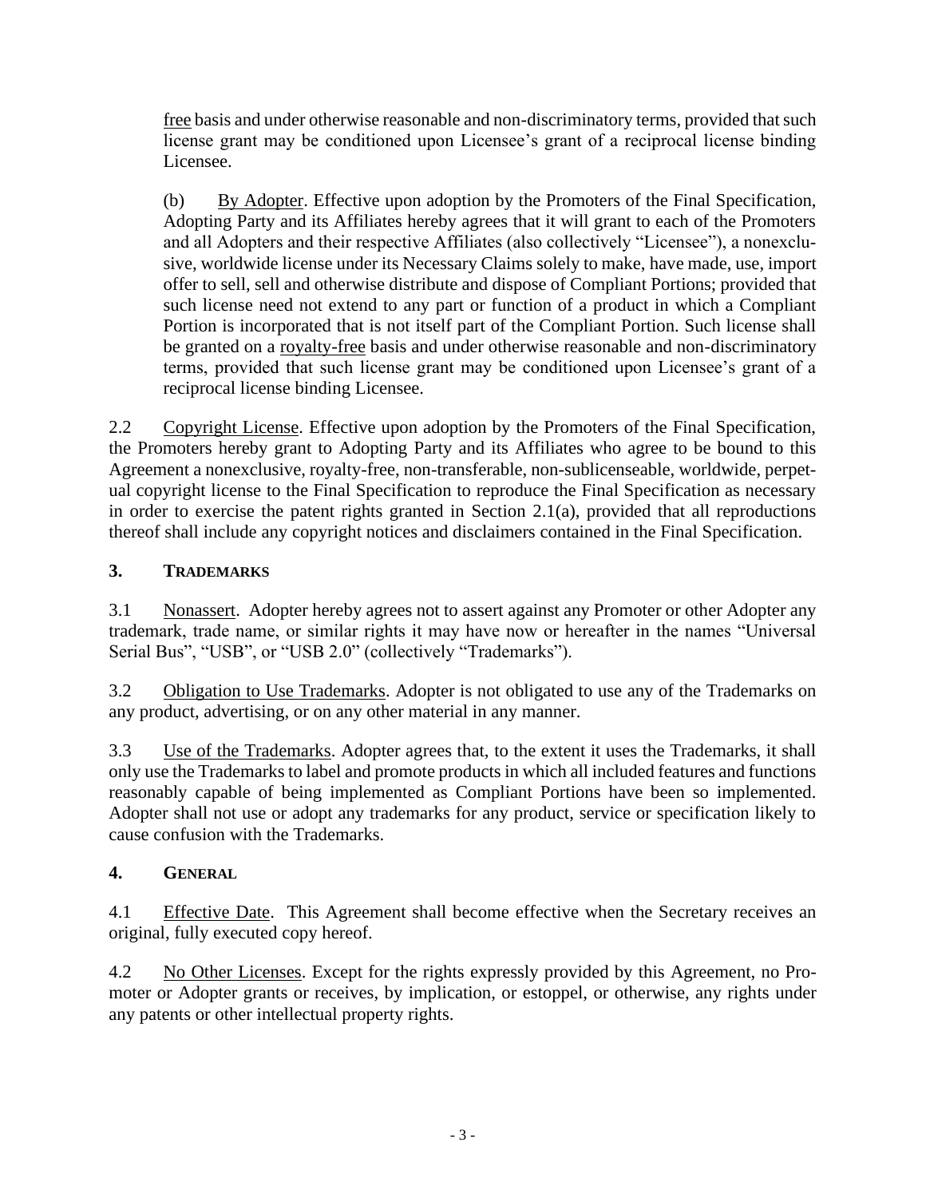free basis and under otherwise reasonable and non-discriminatory terms, provided that such license grant may be conditioned upon Licensee's grant of a reciprocal license binding Licensee.

(b) By Adopter. Effective upon adoption by the Promoters of the Final Specification, Adopting Party and its Affiliates hereby agrees that it will grant to each of the Promoters and all Adopters and their respective Affiliates (also collectively "Licensee"), a nonexclusive, worldwide license under its Necessary Claims solely to make, have made, use, import offer to sell, sell and otherwise distribute and dispose of Compliant Portions; provided that such license need not extend to any part or function of a product in which a Compliant Portion is incorporated that is not itself part of the Compliant Portion. Such license shall be granted on a royalty-free basis and under otherwise reasonable and non-discriminatory terms, provided that such license grant may be conditioned upon Licensee's grant of a reciprocal license binding Licensee.

2.2 Copyright License. Effective upon adoption by the Promoters of the Final Specification, the Promoters hereby grant to Adopting Party and its Affiliates who agree to be bound to this Agreement a nonexclusive, royalty-free, non-transferable, non-sublicenseable, worldwide, perpetual copyright license to the Final Specification to reproduce the Final Specification as necessary in order to exercise the patent rights granted in Section 2.1(a), provided that all reproductions thereof shall include any copyright notices and disclaimers contained in the Final Specification.

## 3. TRADEMARKS

3.1 Nonassert. Adopter hereby agrees not to assert against any Promoter or other Adopter any trademark, trade name, or similar rights it may have now or hereafter in the names "Universal Serial Bus", "USB", or "USB 2.0" (collectively "Trademarks").

3.2 Obligation to Use Trademarks. Adopter is not obligated to use any of the Trademarks on any product, advertising, or on any other material in any manner.

3.3 Use of the Trademarks. Adopter agrees that, to the extent it uses the Trademarks, it shall only use the Trademarks to label and promote products in which all included features and functions reasonably capable of being implemented as Compliant Portions have been so implemented. Adopter shall not use or adopt any trademarks for any product, service or specification likely to cause confusion with the Trademarks.

## 4. GENERAL

4.1 Effective Date. This Agreement shall become effective when the Secretary receives an original, fully executed copy hereof.

4.2 No Other Licenses. Except for the rights expressly provided by this Agreement, no Promoter or Adopter grants or receives, by implication, or estoppel, or otherwise, any rights under any patents or other intellectual property rights.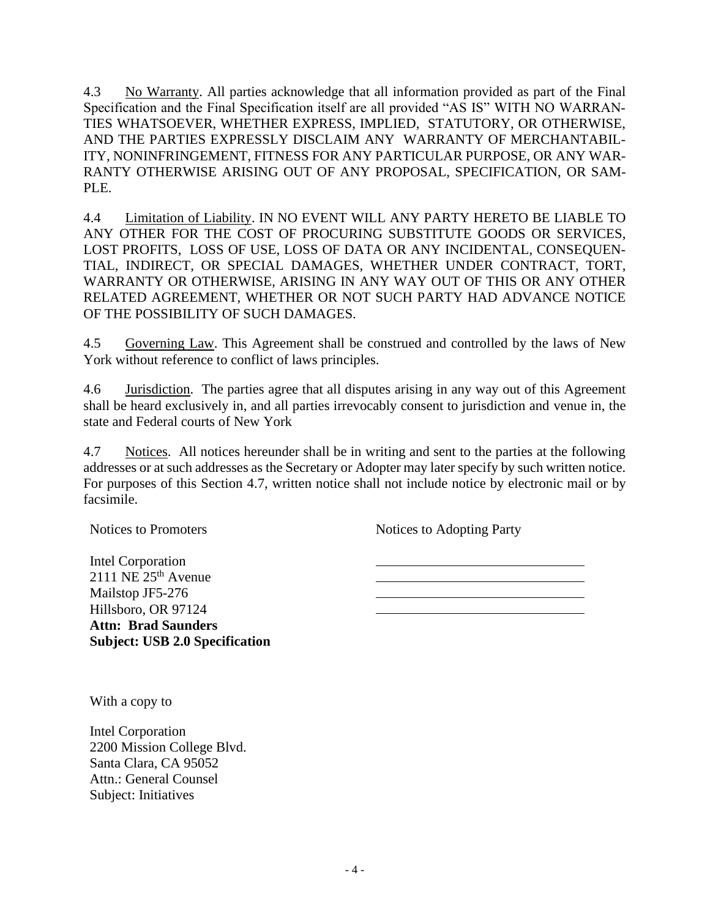4.3 No Warranty. All parties acknowledge that all information provided as part of the Final Specification and the Final Specification itself are all provided "AS IS" WITH NO WARRANTIES WHATSOEVER, WHETHER EXPRESS, IMPLIED, STATUTORY, OR OTHERWISE, AND THE PARTIES EXPRESSLY DISCLAIM ANY WARRANTY OF MERCHANTABILITY, NONINFRINGEMENT, FITNESS FOR ANY PARTICULAR PURPOSE, OR ANY WARRANTY OTHERWISE ARISING OUT OF ANY PROPOSAL, SPECIFICATION, OR SAMPLE.

4.4 Limitation of Liability. IN NO EVENT WILL ANY PARTY HERETO BE LIABLE TO ANY OTHER FOR THE COST OF PROCURING SUBSTITUTE GOODS OR SERVICES, LOST PROFITS, LOSS OF USE, LOSS OF DATA OR ANY INCIDENTAL, CONSEQUENTIAL, INDIRECT, OR SPECIAL DAMAGES, WHETHER UNDER CONTRACT, TORT, WARRANTY OR OTHERWISE, ARISING IN ANY WAY OUT OF THIS OR ANY OTHER RELATED AGREEMENT, WHETHER OR NOT SUCH PARTY HAD ADVANCE NOTICE OF THE POSSIBILITY OF SUCH DAMAGES.

4.5 Governing Law. This Agreement shall be construed and controlled by the laws of New York without reference to conflict of laws principles.

4.6 Jurisdiction. The parties agree that all disputes arising in any way out of this Agreement shall be heard exclusively in, and all parties irrevocably consent to jurisdiction and venue in, the state and Federal courts of New York

4.7 Notices. All notices hereunder shall be in writing and sent to the parties at the following addresses or at such addresses as the Secretary or Adopter may later specify by such written notice. For purposes of this Section 4.7, written notice shall not include notice by electronic mail or by facsimile.

| Notices to Promoters | Notices to Adopting Party |
| --- | --- |
| Intel Corporation<br>2111 NE 25th Avenue<br>Mailstop JF5-276<br>Hillsboro, OR 97124<br>**Attn: Brad Saunders**<br>**Subject: USB 2.0 Specification** | \_\_\_\_\_\_\_\_\_\_\_\_\_\_\_\_\_\_\_\_<br>\_\_\_\_\_\_\_\_\_\_\_\_\_\_\_\_\_\_\_\_<br>\_\_\_\_\_\_\_\_\_\_\_\_\_\_\_\_\_\_\_\_<br>\_\_\_\_\_\_\_\_\_\_\_\_\_\_\_\_\_\_\_\_ |

With a copy to

Intel Corporation
2200 Mission College Blvd.
Santa Clara, CA 95052
Attn.: General Counsel
Subject: Initiatives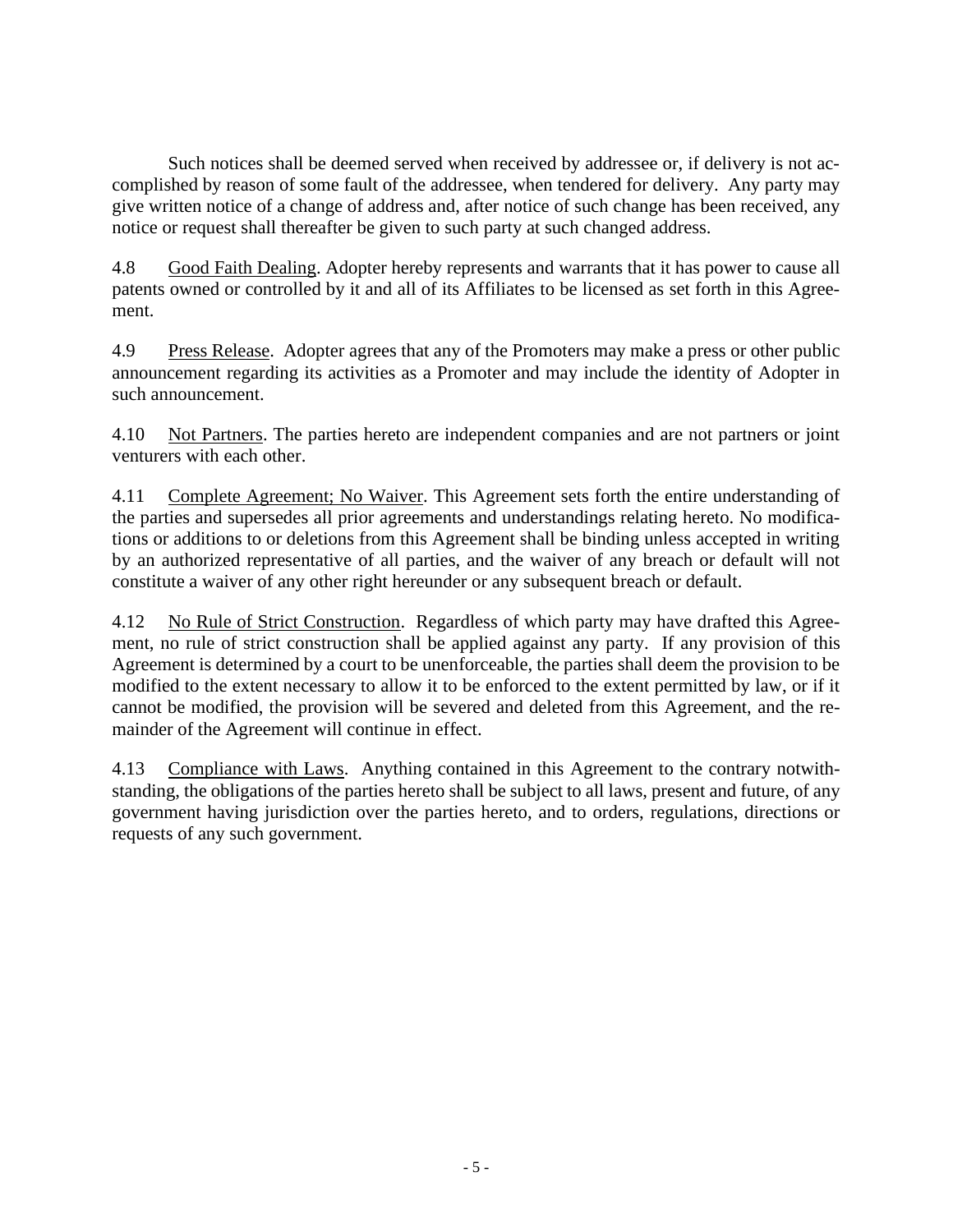Such notices shall be deemed served when received by addressee or, if delivery is not accomplished by reason of some fault of the addressee, when tendered for delivery. Any party may give written notice of a change of address and, after notice of such change has been received, any notice or request shall thereafter be given to such party at such changed address.

4.8 Good Faith Dealing. Adopter hereby represents and warrants that it has power to cause all patents owned or controlled by it and all of its Affiliates to be licensed as set forth in this Agreement.

4.9 Press Release. Adopter agrees that any of the Promoters may make a press or other public announcement regarding its activities as a Promoter and may include the identity of Adopter in such announcement.

4.10 Not Partners. The parties hereto are independent companies and are not partners or joint venturers with each other.

4.11 Complete Agreement; No Waiver. This Agreement sets forth the entire understanding of the parties and supersedes all prior agreements and understandings relating hereto. No modifications or additions to or deletions from this Agreement shall be binding unless accepted in writing by an authorized representative of all parties, and the waiver of any breach or default will not constitute a waiver of any other right hereunder or any subsequent breach or default.

4.12 No Rule of Strict Construction. Regardless of which party may have drafted this Agreement, no rule of strict construction shall be applied against any party. If any provision of this Agreement is determined by a court to be unenforceable, the parties shall deem the provision to be modified to the extent necessary to allow it to be enforced to the extent permitted by law, or if it cannot be modified, the provision will be severed and deleted from this Agreement, and the remainder of the Agreement will continue in effect.

4.13 Compliance with Laws. Anything contained in this Agreement to the contrary notwithstanding, the obligations of the parties hereto shall be subject to all laws, present and future, of any government having jurisdiction over the parties hereto, and to orders, regulations, directions or requests of any such government.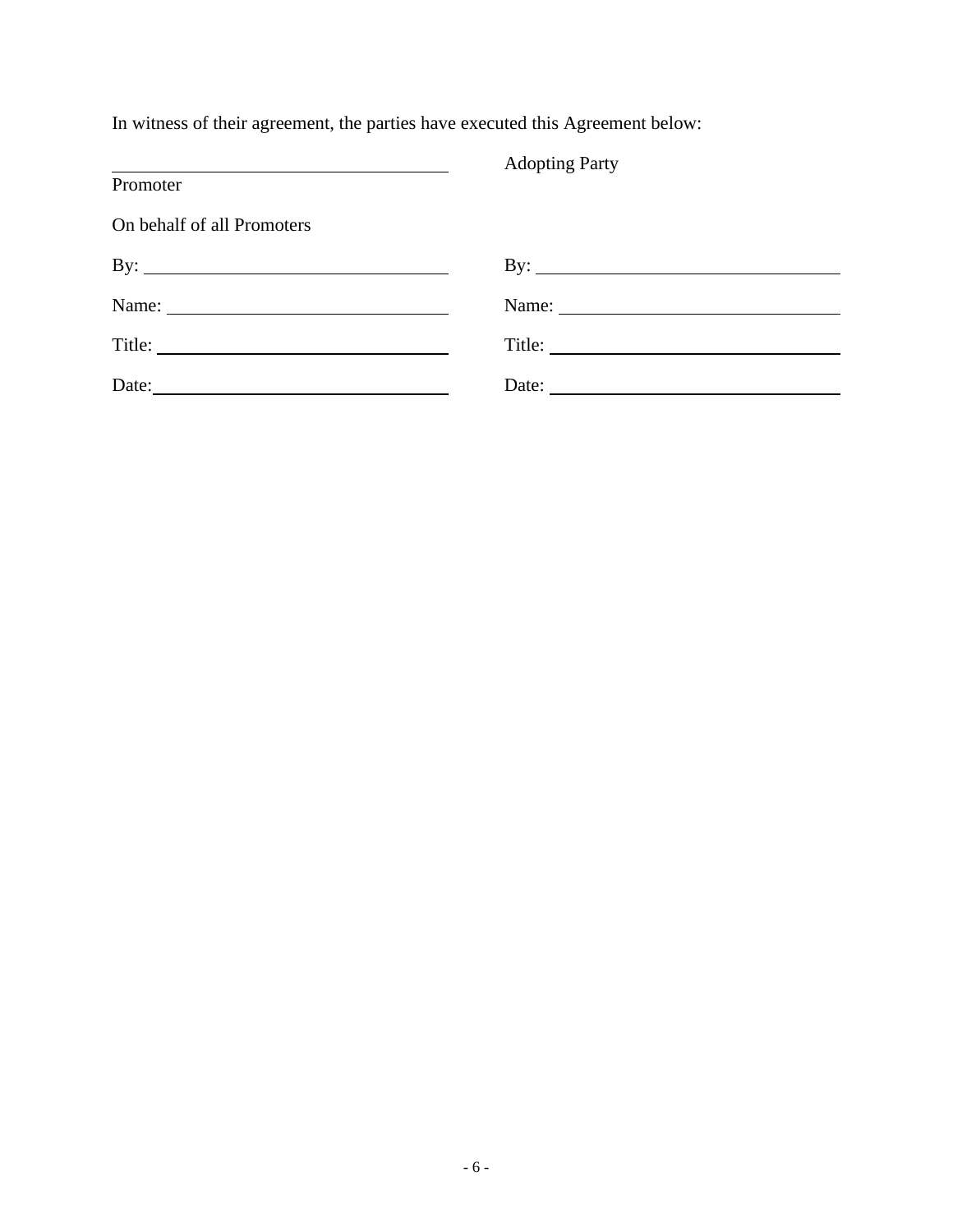In witness of their agreement, the parties have executed this Agreement below:

| | |
|---|---|
| ______________________________ | Adopting Party |
| Promoter | |
| On behalf of all Promoters | |
| By: ___________________________ | By: ___________________________ |
| Name: _________________________ | Name: _________________________ |
| Title: __________________________ | Title: __________________________ |
| Date: __________________________ | Date: __________________________ |